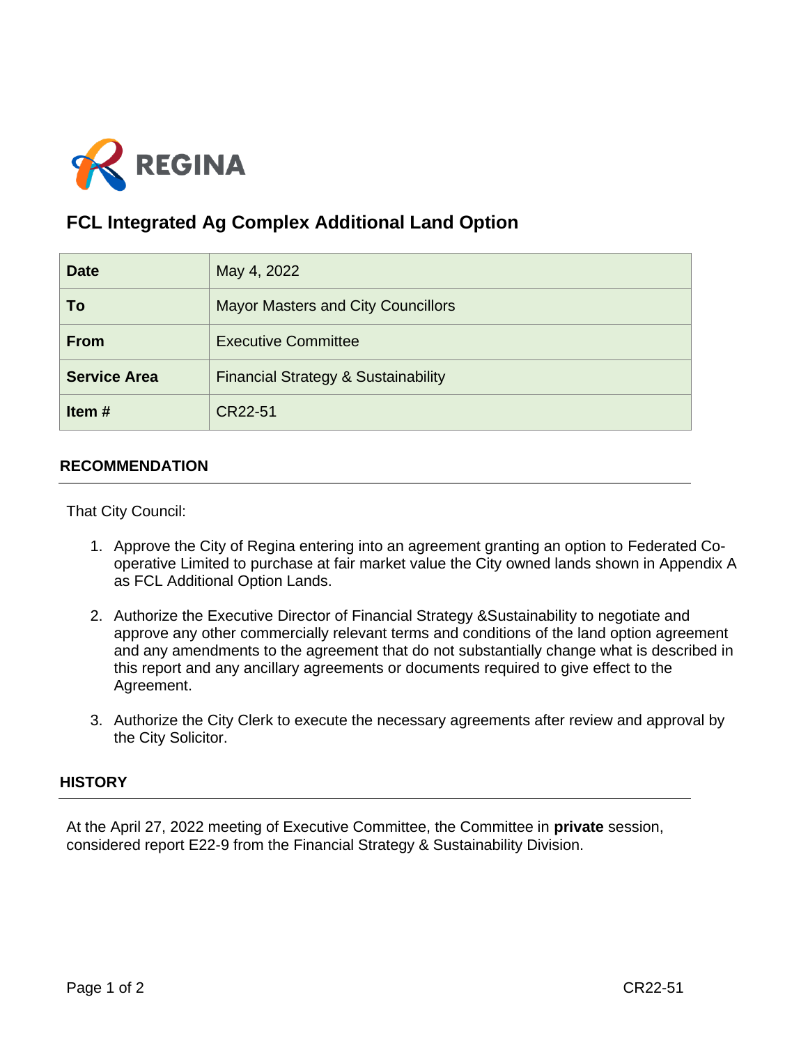REGINA

# FCL Integrated Ag Complex Additional Land Option

| Date | May 4, 2022 |
|---|---|
| To | Mayor Masters and City Councillors |
| From | Executive Committee |
| Service Area | Financial Strategy & Sustainability |
| Item # | CR22-51 |

## RECOMMENDATION

That City Council:

1. Approve the City of Regina entering into an agreement granting an option to Federated Co-operative Limited to purchase at fair market value the City owned lands shown in Appendix A as FCL Additional Option Lands.

2. Authorize the Executive Director of Financial Strategy &Sustainability to negotiate and approve any other commercially relevant terms and conditions of the land option agreement and any amendments to the agreement that do not substantially change what is described in this report and any ancillary agreements or documents required to give effect to the Agreement.

3. Authorize the City Clerk to execute the necessary agreements after review and approval by the City Solicitor.

## HISTORY

At the April 27, 2022 meeting of Executive Committee, the Committee in **private** session, considered report E22-9 from the Financial Strategy & Sustainability Division.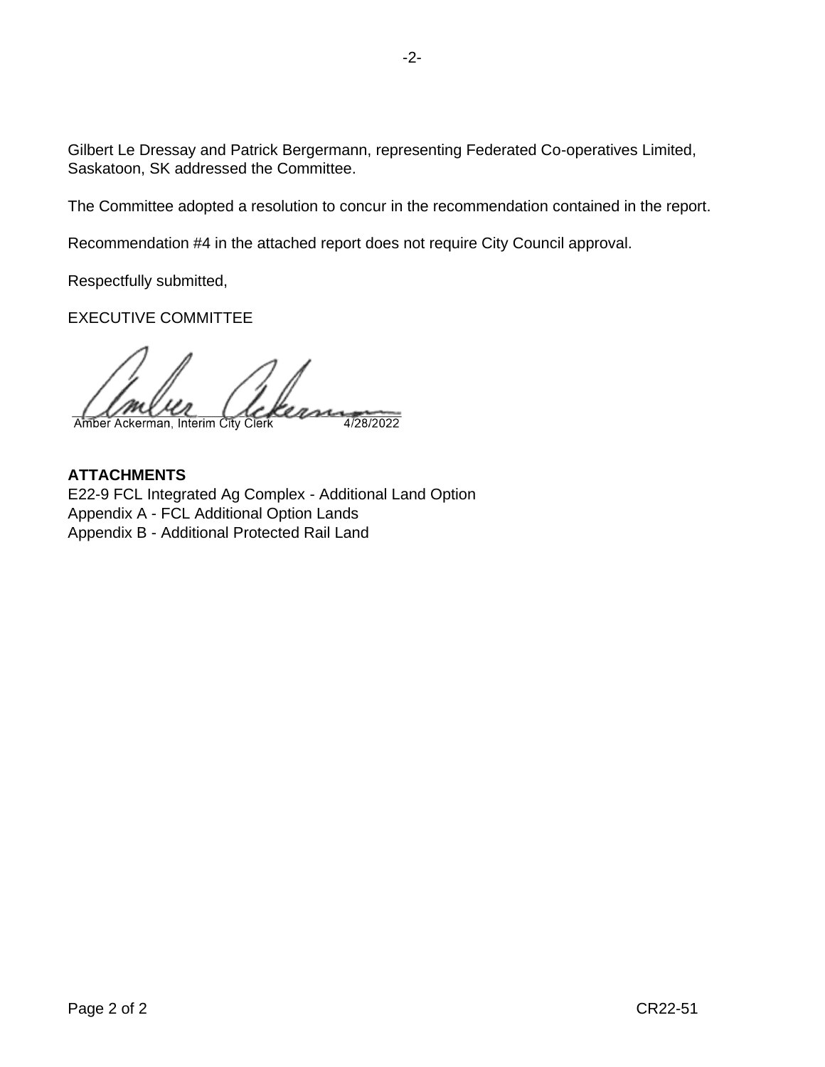Gilbert Le Dressay and Patrick Bergermann, representing Federated Co-operatives Limited, Saskatoon, SK addressed the Committee.

The Committee adopted a resolution to concur in the recommendation contained in the report.

Recommendation #4 in the attached report does not require City Council approval.

Respectfully submitted,

EXECUTIVE COMMITTEE

Amber Ackerman, Interim City Clerk 4/28/2022

**ATTACHMENTS**

E22-9 FCL Integrated Ag Complex - Additional Land Option
Appendix A - FCL Additional Option Lands
Appendix B - Additional Protected Rail Land